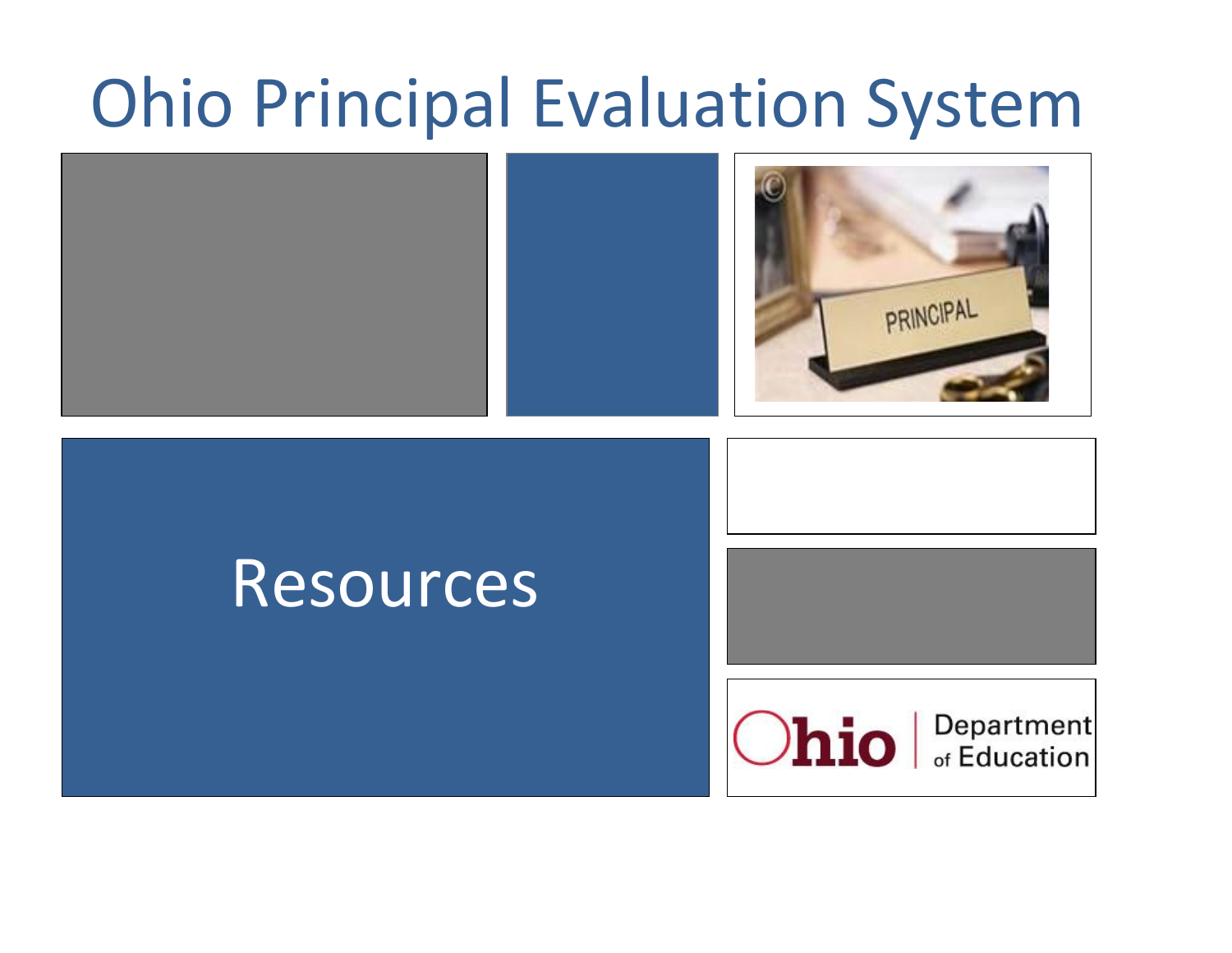# Ohio Principal Evaluation System

## Resources

Ohio | Department of Education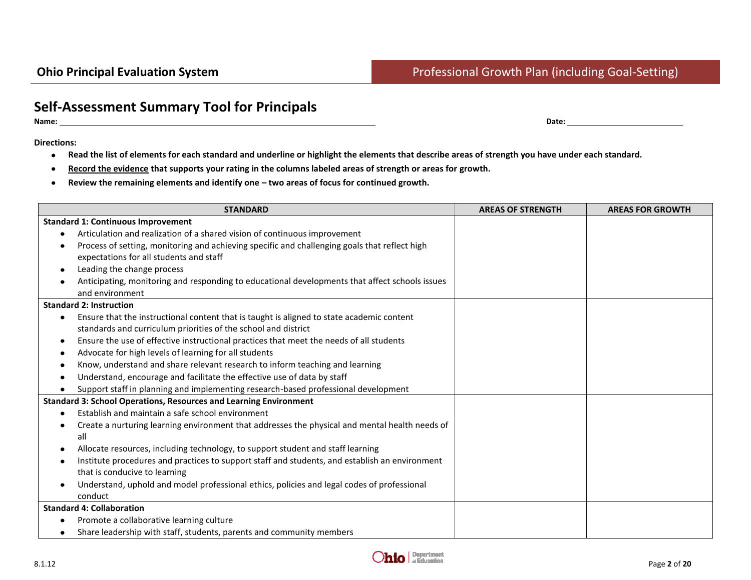## Self-Assessment Summary Tool for Principals

**Name:** ______________________________ **Date:** ______________

**Directions:**

- **Read the list of elements for each standard and underline or highlight the elements that describe areas of strength you have under each standard.**
- **Record the evidence that supports your rating in the columns labeled areas of strength or areas for growth.**
- **Review the remaining elements and identify one – two areas of focus for continued growth.**

| STANDARD | AREAS OF STRENGTH | AREAS FOR GROWTH |
|---|---|---|
| **Standard 1: Continuous Improvement**<br>• Articulation and realization of a shared vision of continuous improvement<br>• Process of setting, monitoring and achieving specific and challenging goals that reflect high expectations for all students and staff<br>• Leading the change process<br>• Anticipating, monitoring and responding to educational developments that affect schools issues and environment | | |
| **Standard 2: Instruction**<br>• Ensure that the instructional content that is taught is aligned to state academic content standards and curriculum priorities of the school and district<br>• Ensure the use of effective instructional practices that meet the needs of all students<br>• Advocate for high levels of learning for all students<br>• Know, understand and share relevant research to inform teaching and learning<br>• Understand, encourage and facilitate the effective use of data by staff<br>• Support staff in planning and implementing research-based professional development | | |
| **Standard 3: School Operations, Resources and Learning Environment**<br>• Establish and maintain a safe school environment<br>• Create a nurturing learning environment that addresses the physical and mental health needs of all<br>• Allocate resources, including technology, to support student and staff learning<br>• Institute procedures and practices to support staff and students, and establish an environment that is conducive to learning<br>• Understand, uphold and model professional ethics, policies and legal codes of professional conduct | | |
| **Standard 4: Collaboration**<br>• Promote a collaborative learning culture<br>• Share leadership with staff, students, parents and community members | | |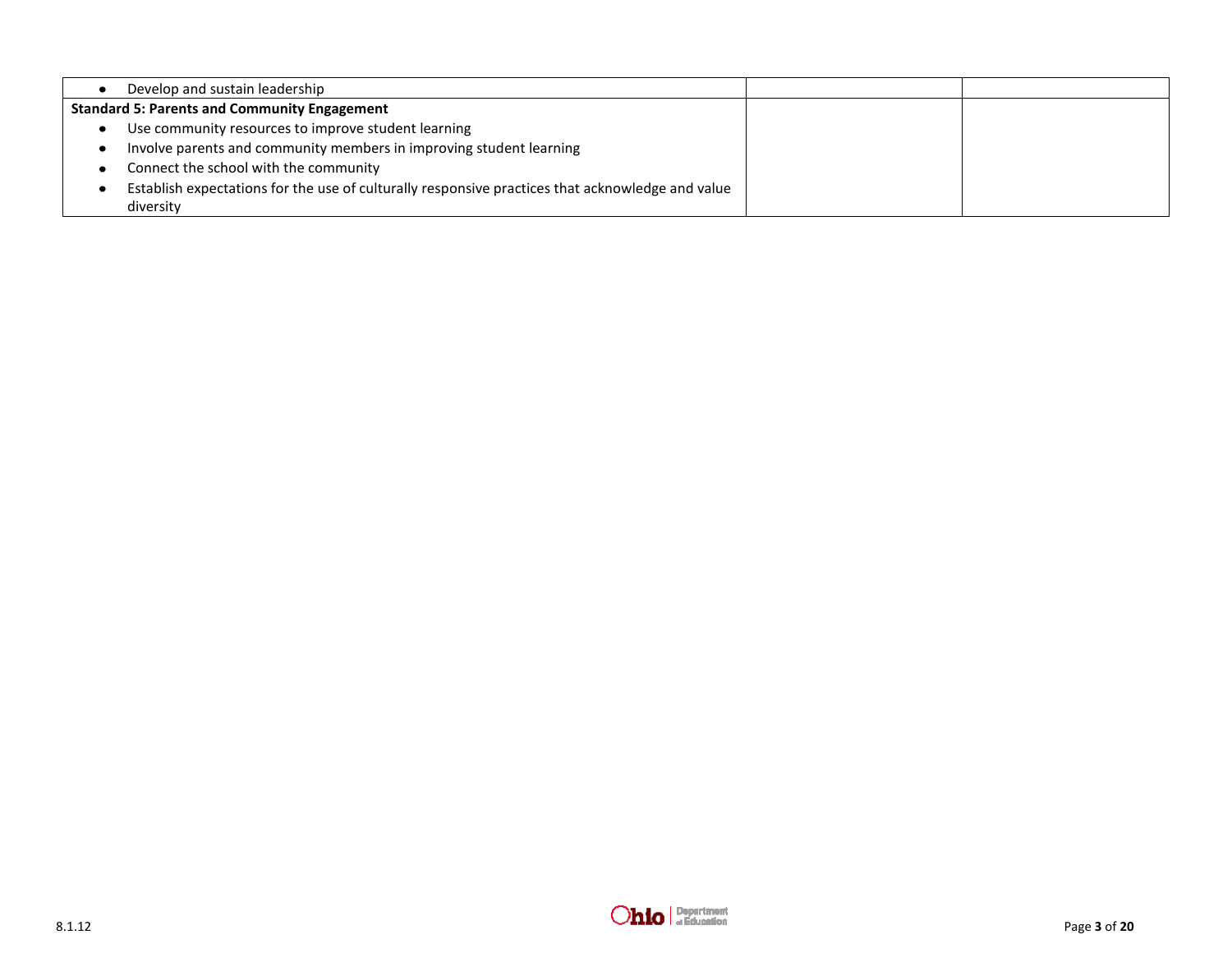| | | |
|---|---|---|
| • Develop and sustain leadership | | |
| **Standard 5: Parents and Community Engagement**<br>• Use community resources to improve student learning<br>• Involve parents and community members in improving student learning<br>• Connect the school with the community<br>• Establish expectations for the use of culturally responsive practices that acknowledge and value diversity | | |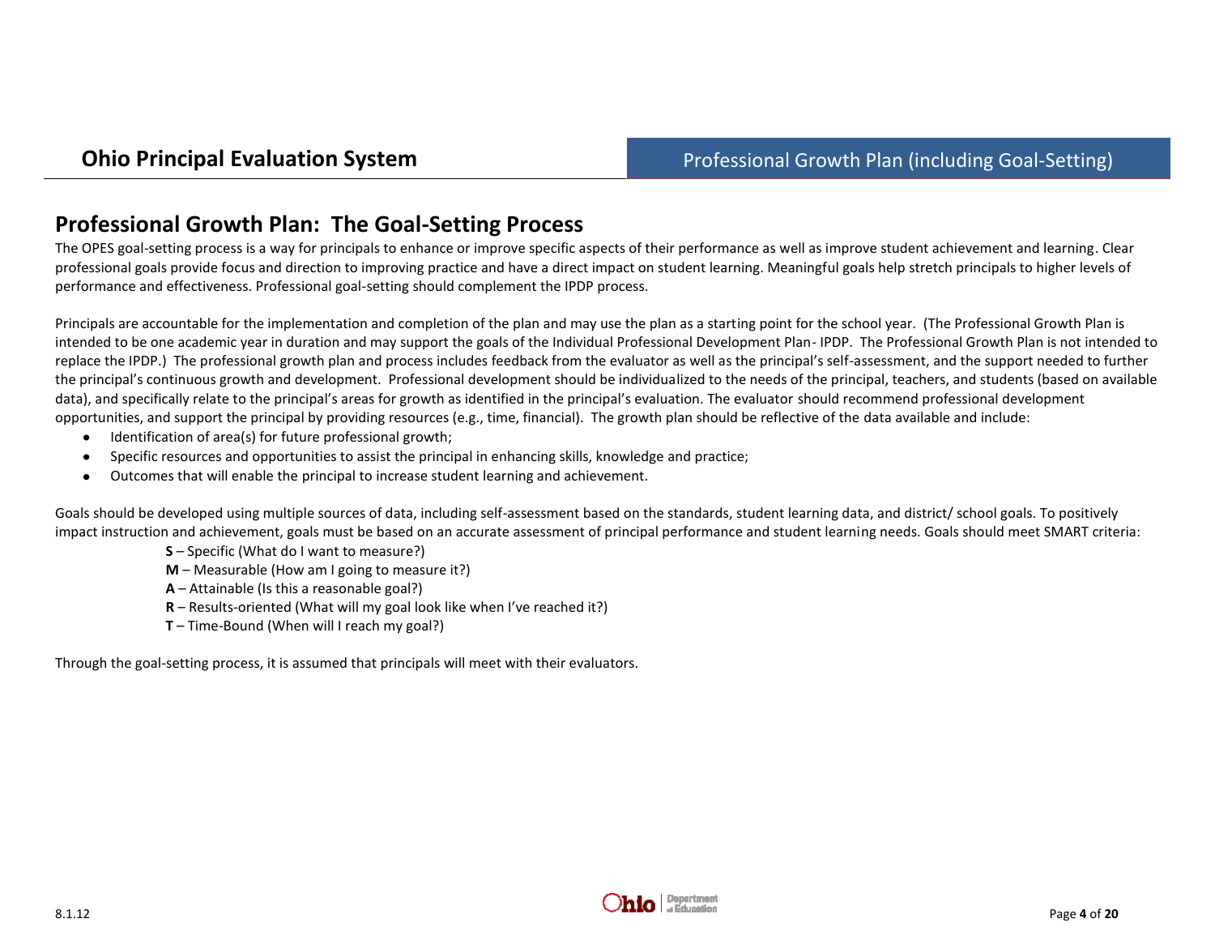## Professional Growth Plan: The Goal-Setting Process

The OPES goal-setting process is a way for principals to enhance or improve specific aspects of their performance as well as improve student achievement and learning. Clear professional goals provide focus and direction to improving practice and have a direct impact on student learning. Meaningful goals help stretch principals to higher levels of performance and effectiveness. Professional goal-setting should complement the IPDP process.

Principals are accountable for the implementation and completion of the plan and may use the plan as a starting point for the school year. (The Professional Growth Plan is intended to be one academic year in duration and may support the goals of the Individual Professional Development Plan- IPDP. The Professional Growth Plan is not intended to replace the IPDP.) The professional growth plan and process includes feedback from the evaluator as well as the principal's self-assessment, and the support needed to further the principal's continuous growth and development. Professional development should be individualized to the needs of the principal, teachers, and students (based on available data), and specifically relate to the principal's areas for growth as identified in the principal's evaluation. The evaluator should recommend professional development opportunities, and support the principal by providing resources (e.g., time, financial). The growth plan should be reflective of the data available and include:

- Identification of area(s) for future professional growth;
- Specific resources and opportunities to assist the principal in enhancing skills, knowledge and practice;
- Outcomes that will enable the principal to increase student learning and achievement.

Goals should be developed using multiple sources of data, including self-assessment based on the standards, student learning data, and district/ school goals. To positively impact instruction and achievement, goals must be based on an accurate assessment of principal performance and student learning needs. Goals should meet SMART criteria:

**S** – Specific (What do I want to measure?)
**M** – Measurable (How am I going to measure it?)
**A** – Attainable (Is this a reasonable goal?)
**R** – Results-oriented (What will my goal look like when I've reached it?)
**T** – Time-Bound (When will I reach my goal?)

Through the goal-setting process, it is assumed that principals will meet with their evaluators.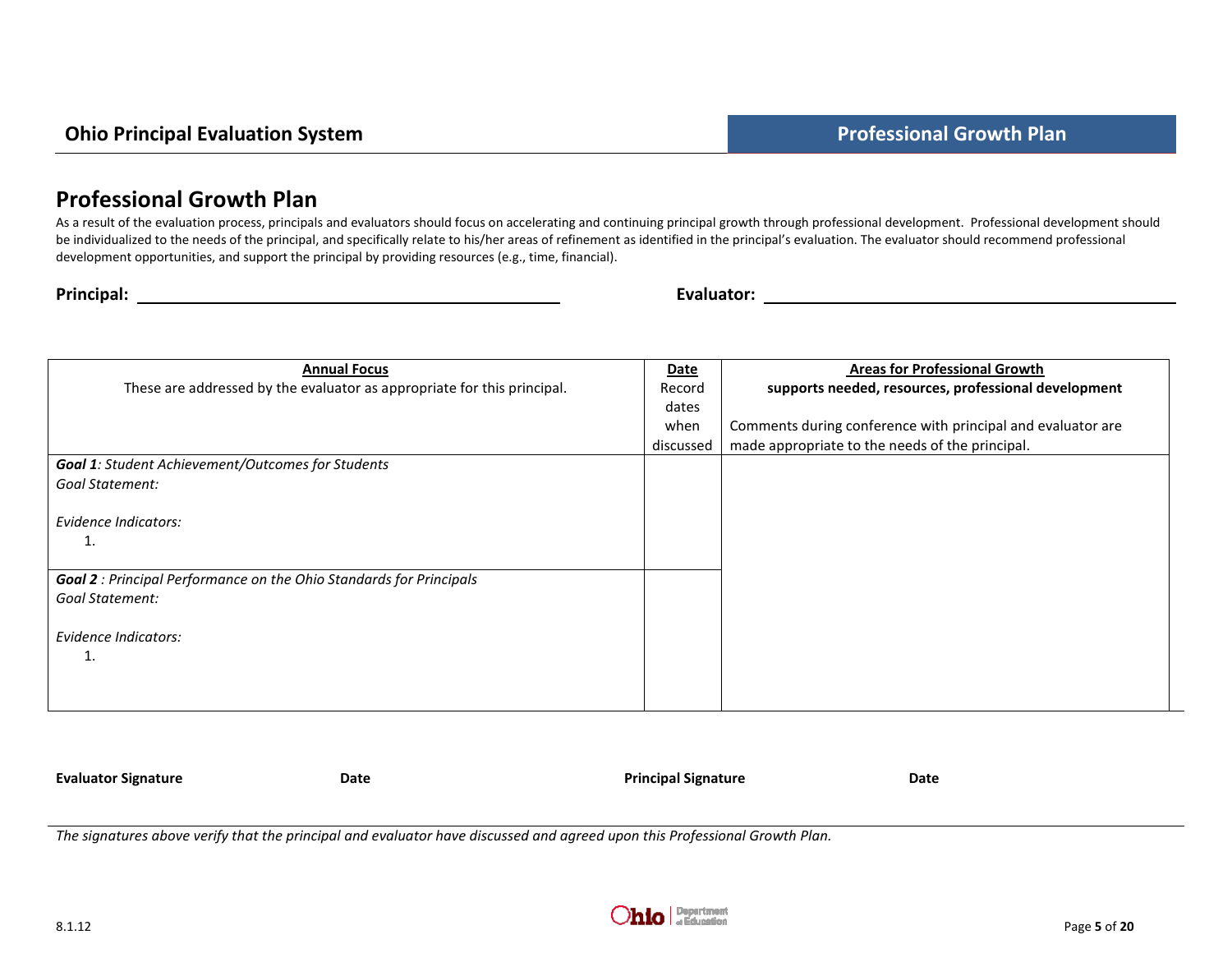# Professional Growth Plan

As a result of the evaluation process, principals and evaluators should focus on accelerating and continuing principal growth through professional development. Professional development should be individualized to the needs of the principal, and specifically relate to his/her areas of refinement as identified in the principal's evaluation. The evaluator should recommend professional development opportunities, and support the principal by providing resources (e.g., time, financial).

**Principal:** ______________________________ **Evaluator:** ______________________________

| **Annual Focus**<br>These are addressed by the evaluator as appropriate for this principal. | **Date**<br>Record dates when discussed | **Areas for Professional Growth**<br>**supports needed, resources, professional development**<br><br>Comments during conference with principal and evaluator are made appropriate to the needs of the principal. |
|---|---|---|
| ***Goal 1**: Student Achievement/Outcomes for Students*<br>*Goal Statement:*<br><br>*Evidence Indicators:*<br>1. | | |
| ***Goal 2** : Principal Performance on the Ohio Standards for Principals*<br>*Goal Statement:*<br><br>*Evidence Indicators:*<br>1. | | |

**Evaluator Signature** **Date** **Principal Signature** **Date**

*The signatures above verify that the principal and evaluator have discussed and agreed upon this Professional Growth Plan.*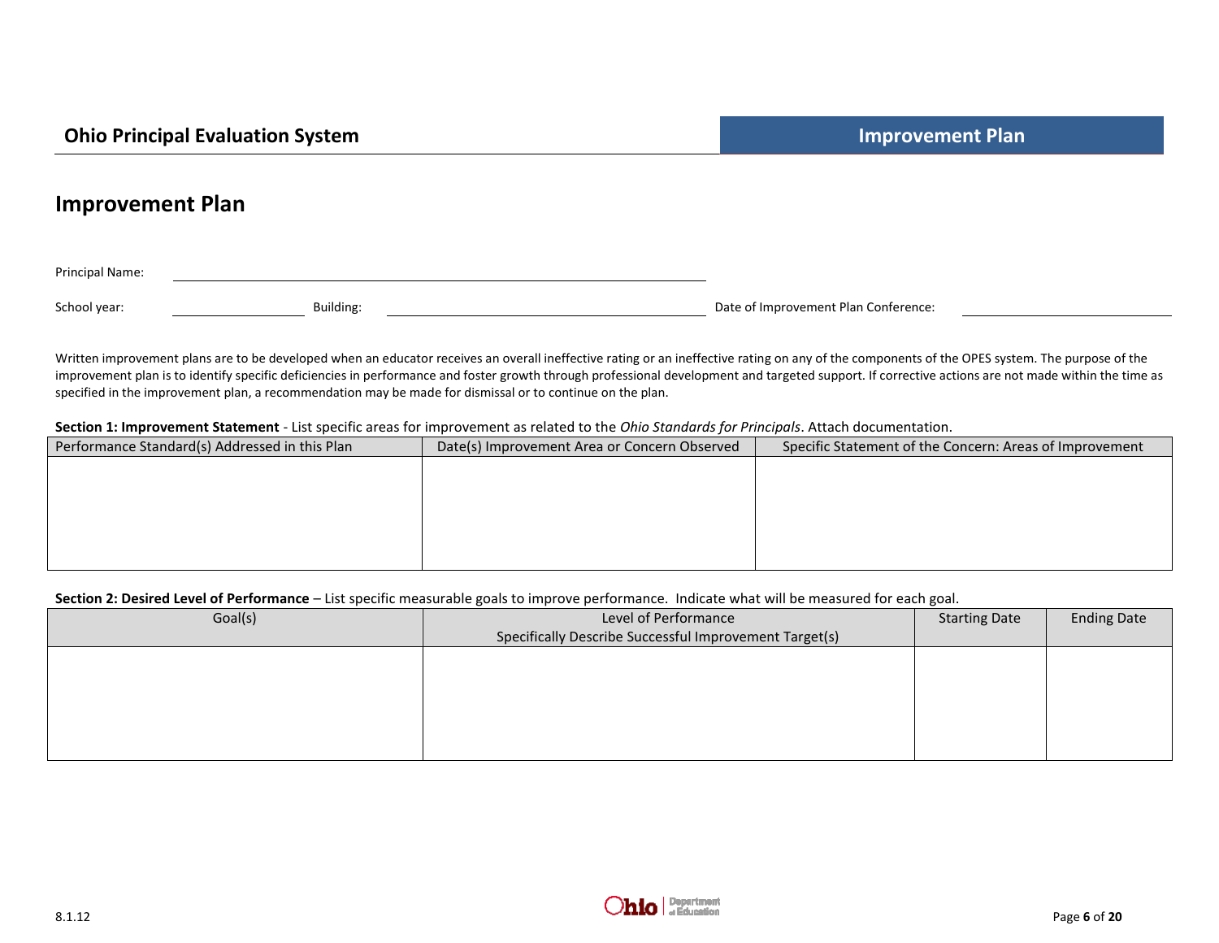## Improvement Plan

Principal Name: ______________________________

School year: __________ Building: ______________________ Date of Improvement Plan Conference: ______________

Written improvement plans are to be developed when an educator receives an overall ineffective rating or an ineffective rating on any of the components of the OPES system. The purpose of the improvement plan is to identify specific deficiencies in performance and foster growth through professional development and targeted support. If corrective actions are not made within the time as specified in the improvement plan, a recommendation may be made for dismissal or to continue on the plan.

**Section 1: Improvement Statement** - List specific areas for improvement as related to the *Ohio Standards for Principals*. Attach documentation.

| Performance Standard(s) Addressed in this Plan | Date(s) Improvement Area or Concern Observed | Specific Statement of the Concern: Areas of Improvement |
|---|---|---|
| | | |

**Section 2: Desired Level of Performance** – List specific measurable goals to improve performance. Indicate what will be measured for each goal.

| Goal(s) | Level of Performance<br>Specifically Describe Successful Improvement Target(s) | Starting Date | Ending Date |
|---|---|---|---|
| | | | |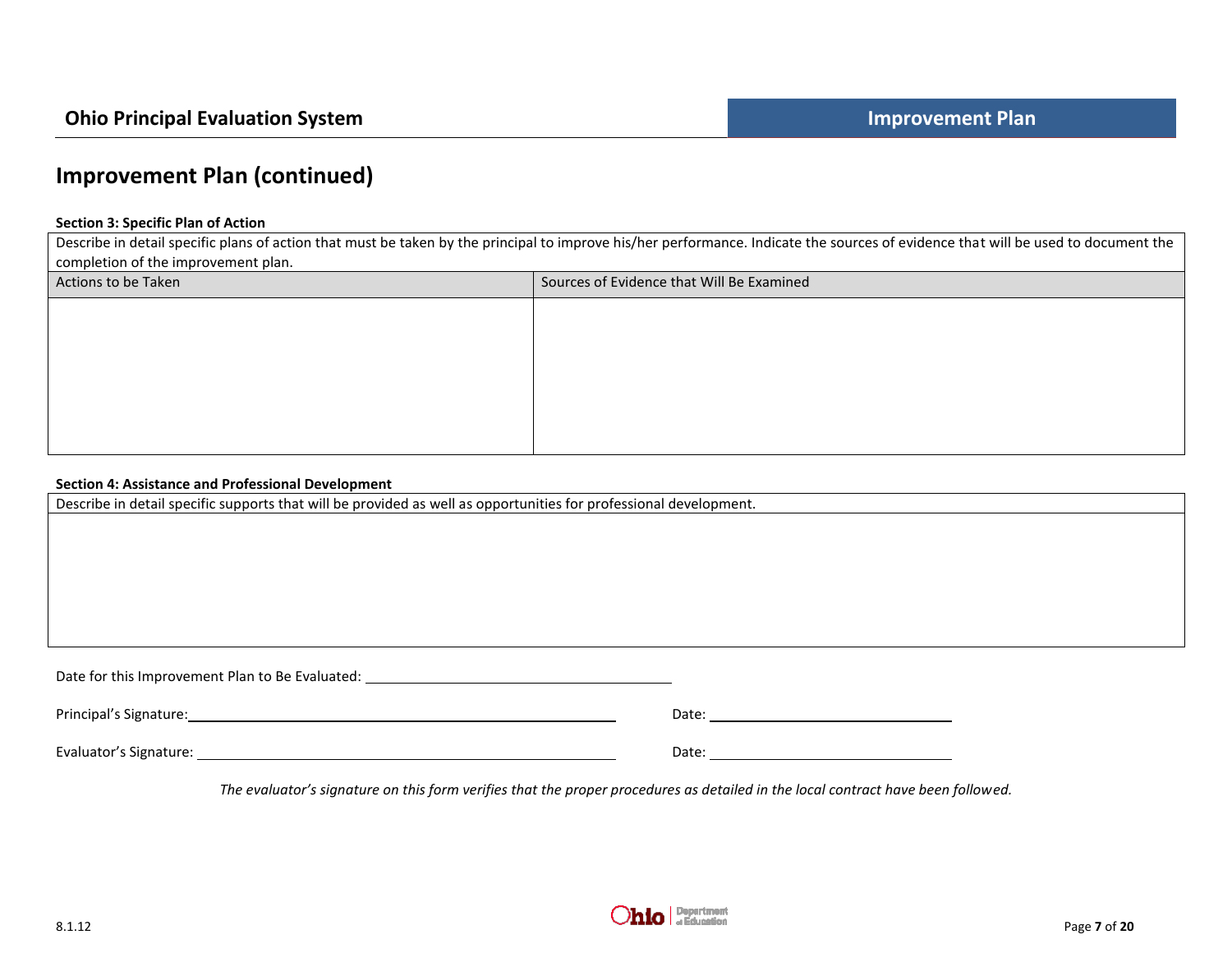## Improvement Plan (continued)

**Section 3: Specific Plan of Action**

Describe in detail specific plans of action that must be taken by the principal to improve his/her performance. Indicate the sources of evidence that will be used to document the completion of the improvement plan.

| Actions to be Taken | Sources of Evidence that Will Be Examined |
| --- | --- |
| | |

**Section 4: Assistance and Professional Development**

| Describe in detail specific supports that will be provided as well as opportunities for professional development. |
| --- |
| |

Date for this Improvement Plan to Be Evaluated: ____________________

Principal's Signature: ____________________ Date: ____________________

Evaluator's Signature: ____________________ Date: ____________________

*The evaluator's signature on this form verifies that the proper procedures as detailed in the local contract have been followed.*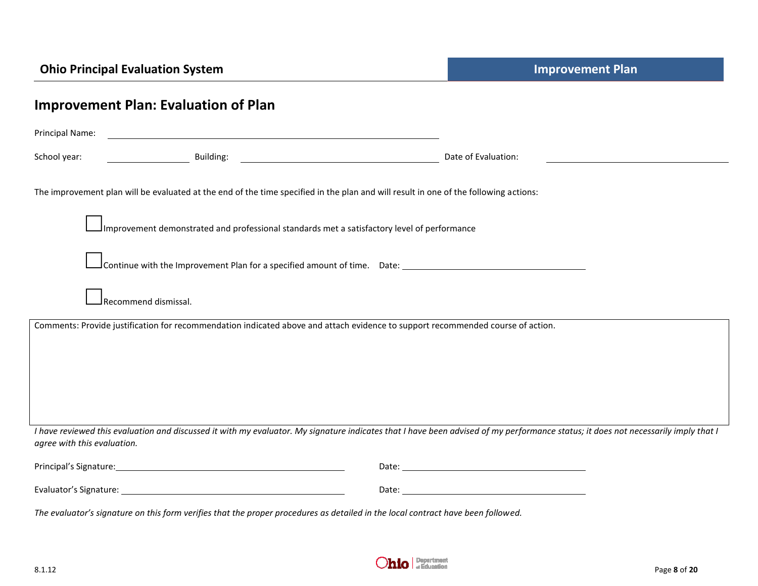## Improvement Plan: Evaluation of Plan

Principal Name: ______________________________

School year: __________ Building: ______________________ Date of Evaluation: ______________________

The improvement plan will be evaluated at the end of the time specified in the plan and will result in one of the following actions:

- ☐ Improvement demonstrated and professional standards met a satisfactory level of performance
- ☐ Continue with the Improvement Plan for a specified amount of time. Date: ______________________
- ☐ Recommend dismissal.

| Comments: Provide justification for recommendation indicated above and attach evidence to support recommended course of action. |
|---|
| |

*I have reviewed this evaluation and discussed it with my evaluator. My signature indicates that I have been advised of my performance status; it does not necessarily imply that I agree with this evaluation.*

Principal's Signature: ______________________________ Date: ______________________

Evaluator's Signature: ______________________________ Date: ______________________

*The evaluator's signature on this form verifies that the proper procedures as detailed in the local contract have been followed.*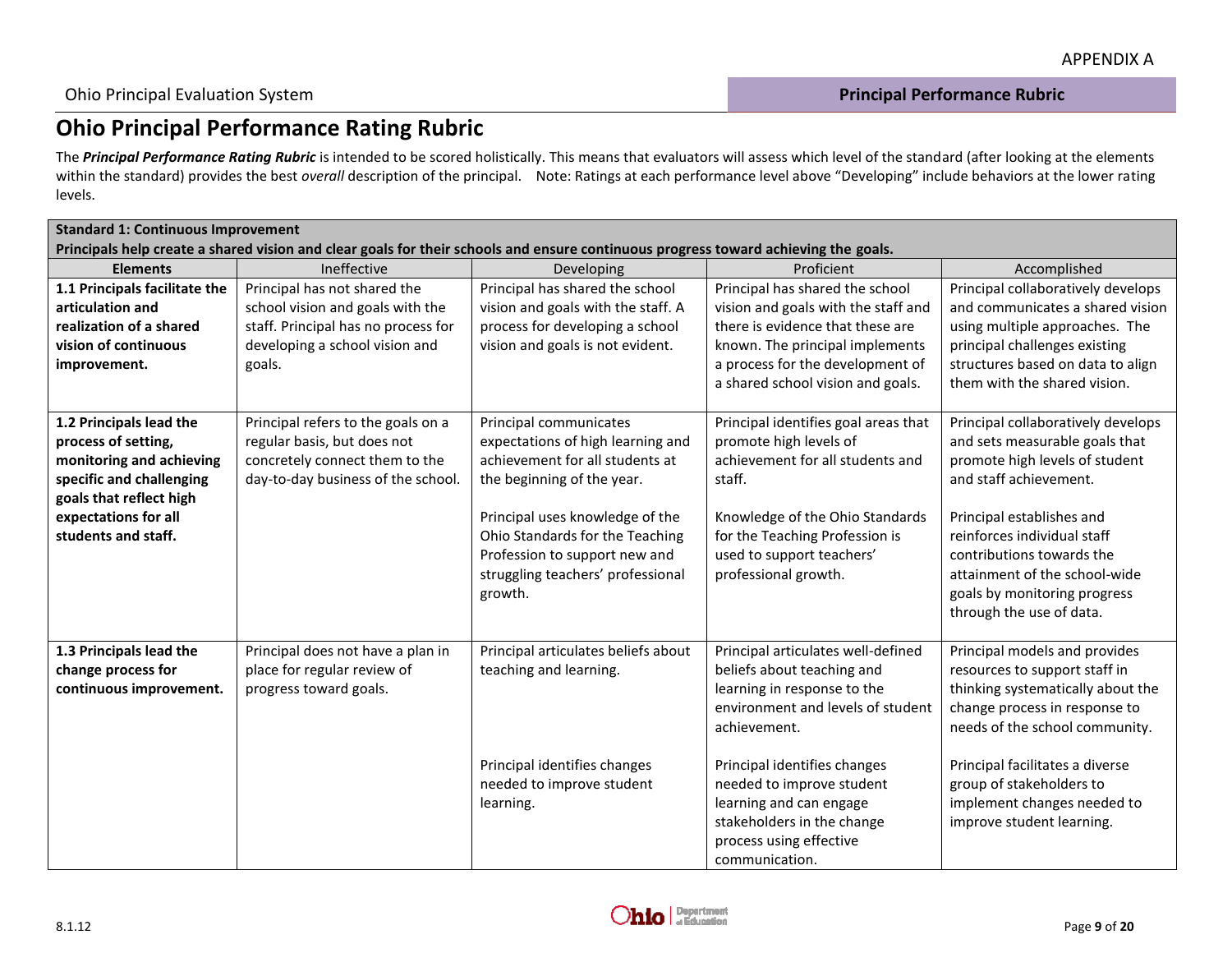# Ohio Principal Performance Rating Rubric

The ***Principal Performance Rating Rubric*** is intended to be scored holistically. This means that evaluators will assess which level of the standard (after looking at the elements within the standard) provides the best *overall* description of the principal. Note: Ratings at each performance level above "Developing" include behaviors at the lower rating levels.

| **Standard 1: Continuous Improvement**<br>**Principals help create a shared vision and clear goals for their schools and ensure continuous progress toward achieving the goals.** | | | | |
|---|---|---|---|---|
| **Elements** | Ineffective | Developing | Proficient | Accomplished |
| **1.1 Principals facilitate the articulation and realization of a shared vision of continuous improvement.** | Principal has not shared the school vision and goals with the staff. Principal has no process for developing a school vision and goals. | Principal has shared the school vision and goals with the staff. A process for developing a school vision and goals is not evident. | Principal has shared the school vision and goals with the staff and there is evidence that these are known. The principal implements a process for the development of a shared school vision and goals. | Principal collaboratively develops and communicates a shared vision using multiple approaches. The principal challenges existing structures based on data to align them with the shared vision. |
| **1.2 Principals lead the process of setting, monitoring and achieving specific and challenging goals that reflect high expectations for all students and staff.** | Principal refers to the goals on a regular basis, but does not concretely connect them to the day-to-day business of the school. | Principal communicates expectations of high learning and achievement for all students at the beginning of the year.<br><br>Principal uses knowledge of the Ohio Standards for the Teaching Profession to support new and struggling teachers' professional growth. | Principal identifies goal areas that promote high levels of achievement for all students and staff.<br><br>Knowledge of the Ohio Standards for the Teaching Profession is used to support teachers' professional growth. | Principal collaboratively develops and sets measurable goals that promote high levels of student and staff achievement.<br><br>Principal establishes and reinforces individual staff contributions towards the attainment of the school-wide goals by monitoring progress through the use of data. |
| **1.3 Principals lead the change process for continuous improvement.** | Principal does not have a plan in place for regular review of progress toward goals. | Principal articulates beliefs about teaching and learning.<br><br>Principal identifies changes needed to improve student learning. | Principal articulates well-defined beliefs about teaching and learning in response to the environment and levels of student achievement.<br><br>Principal identifies changes needed to improve student learning and can engage stakeholders in the change process using effective communication. | Principal models and provides resources to support staff in thinking systematically about the change process in response to needs of the school community.<br><br>Principal facilitates a diverse group of stakeholders to implement changes needed to improve student learning. |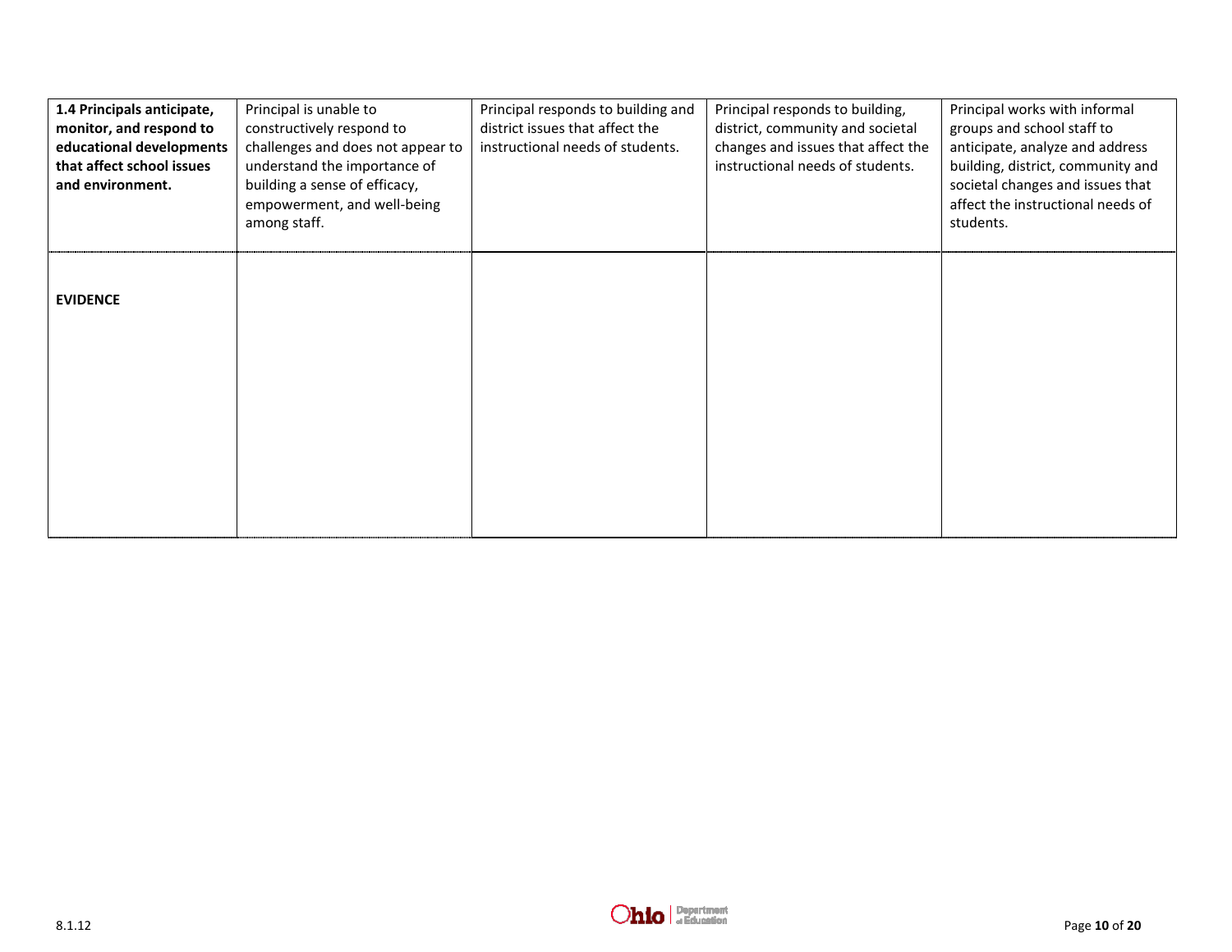| **1.4 Principals anticipate, monitor, and respond to educational developments that affect school issues and environment.** | Principal is unable to constructively respond to challenges and does not appear to understand the importance of building a sense of efficacy, empowerment, and well-being among staff. | Principal responds to building and district issues that affect the instructional needs of students. | Principal responds to building, district, community and societal changes and issues that affect the instructional needs of students. | Principal works with informal groups and school staff to anticipate, analyze and address building, district, community and societal changes and issues that affect the instructional needs of students. |
|---|---|---|---|---|
| **EVIDENCE** | | | | |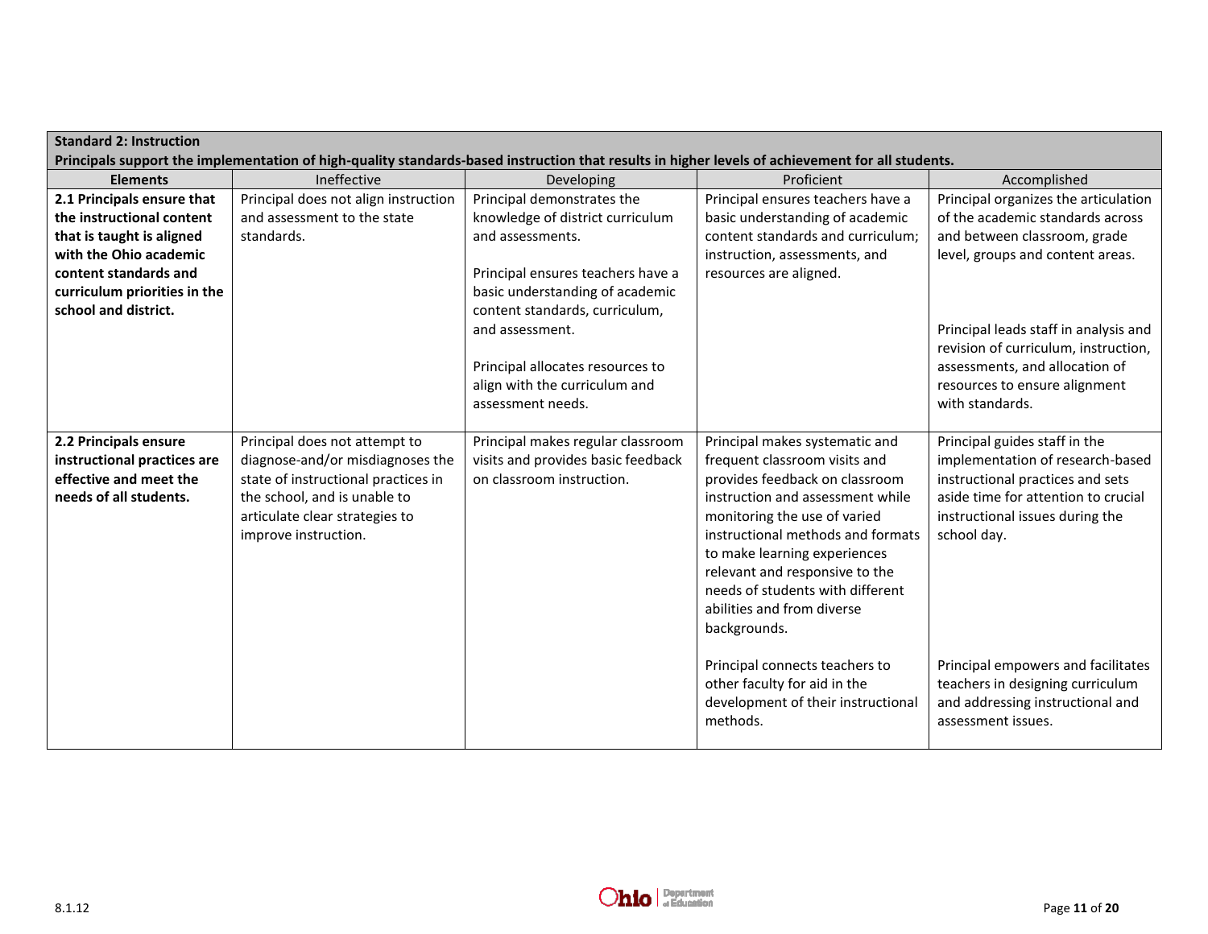| **Standard 2: Instruction**<br>**Principals support the implementation of high-quality standards-based instruction that results in higher levels of achievement for all students.** | | | | |
|---|---|---|---|---|
| **Elements** | Ineffective | Developing | Proficient | Accomplished |
| **2.1 Principals ensure that the instructional content that is taught is aligned with the Ohio academic content standards and curriculum priorities in the school and district.** | Principal does not align instruction and assessment to the state standards. | Principal demonstrates the knowledge of district curriculum and assessments.<br><br>Principal ensures teachers have a basic understanding of academic content standards, curriculum, and assessment.<br><br>Principal allocates resources to align with the curriculum and assessment needs. | Principal ensures teachers have a basic understanding of academic content standards and curriculum; instruction, assessments, and resources are aligned. | Principal organizes the articulation of the academic standards across and between classroom, grade level, groups and content areas.<br><br>Principal leads staff in analysis and revision of curriculum, instruction, assessments, and allocation of resources to ensure alignment with standards. |
| **2.2 Principals ensure instructional practices are effective and meet the needs of all students.** | Principal does not attempt to diagnose-and/or misdiagnoses the state of instructional practices in the school, and is unable to articulate clear strategies to improve instruction. | Principal makes regular classroom visits and provides basic feedback on classroom instruction. | Principal makes systematic and frequent classroom visits and provides feedback on classroom instruction and assessment while monitoring the use of varied instructional methods and formats to make learning experiences relevant and responsive to the needs of students with different abilities and from diverse backgrounds.<br><br>Principal connects teachers to other faculty for aid in the development of their instructional methods. | Principal guides staff in the implementation of research-based instructional practices and sets aside time for attention to crucial instructional issues during the school day.<br><br>Principal empowers and facilitates teachers in designing curriculum and addressing instructional and assessment issues. |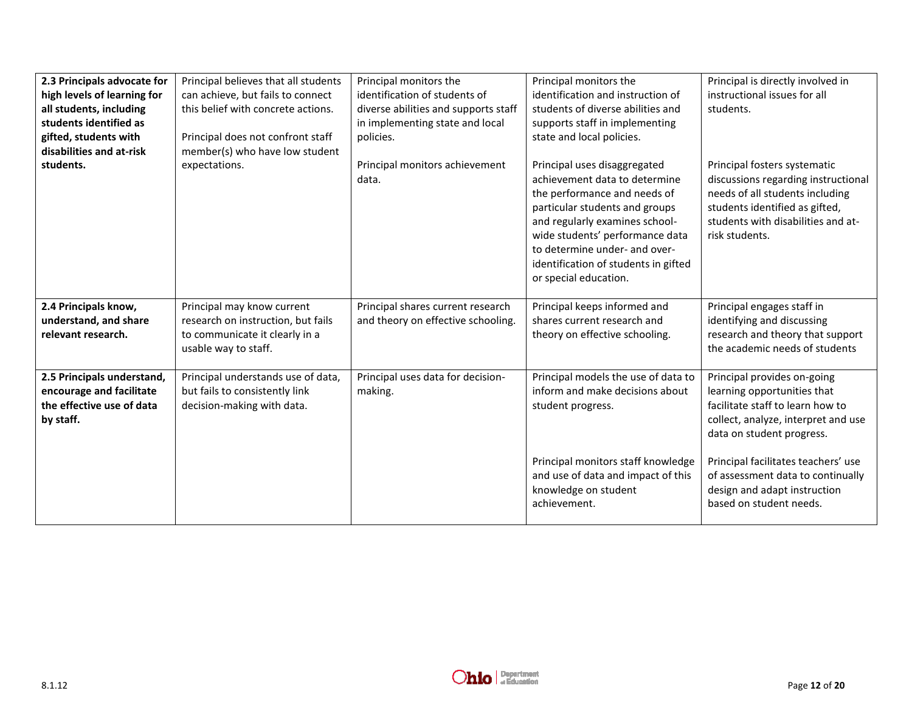| | | | | |
|---|---|---|---|---|
| **2.3 Principals advocate for high levels of learning for all students, including students identified as gifted, students with disabilities and at-risk students.** | Principal believes that all students can achieve, but fails to connect this belief with concrete actions.<br><br>Principal does not confront staff member(s) who have low student expectations. | Principal monitors the identification of students of diverse abilities and supports staff in implementing state and local policies.<br><br>Principal monitors achievement data. | Principal monitors the identification and instruction of students of diverse abilities and supports staff in implementing state and local policies.<br><br>Principal uses disaggregated achievement data to determine the performance and needs of particular students and groups and regularly examines school-wide students' performance data to determine under- and over-identification of students in gifted or special education. | Principal is directly involved in instructional issues for all students.<br><br>Principal fosters systematic discussions regarding instructional needs of all students including students identified as gifted, students with disabilities and at-risk students. |
| **2.4 Principals know, understand, and share relevant research.** | Principal may know current research on instruction, but fails to communicate it clearly in a usable way to staff. | Principal shares current research and theory on effective schooling. | Principal keeps informed and shares current research and theory on effective schooling. | Principal engages staff in identifying and discussing research and theory that support the academic needs of students |
| **2.5 Principals understand, encourage and facilitate the effective use of data by staff.** | Principal understands use of data, but fails to consistently link decision-making with data. | Principal uses data for decision-making. | Principal models the use of data to inform and make decisions about student progress.<br><br>Principal monitors staff knowledge and use of data and impact of this knowledge on student achievement. | Principal provides on-going learning opportunities that facilitate staff to learn how to collect, analyze, interpret and use data on student progress.<br><br>Principal facilitates teachers' use of assessment data to continually design and adapt instruction based on student needs. |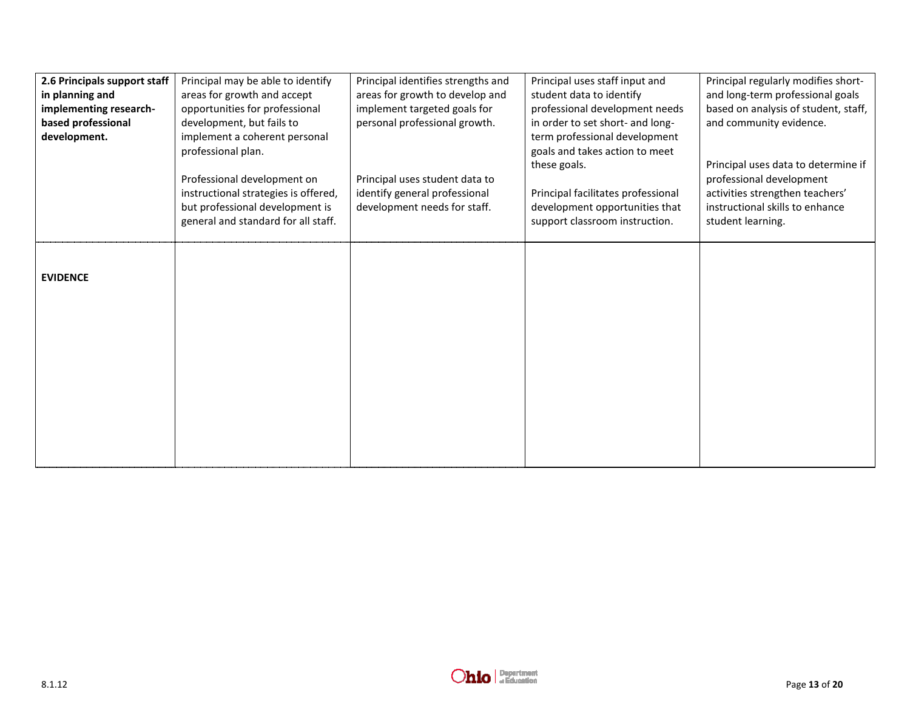| **2.6 Principals support staff in planning and implementing research-based professional development.** | Principal may be able to identify areas for growth and accept opportunities for professional development, but fails to implement a coherent personal professional plan.<br><br>Professional development on instructional strategies is offered, but professional development is general and standard for all staff. | Principal identifies strengths and areas for growth to develop and implement targeted goals for personal professional growth.<br><br>Principal uses student data to identify general professional development needs for staff. | Principal uses staff input and student data to identify professional development needs in order to set short- and long-term professional development goals and takes action to meet these goals.<br><br>Principal facilitates professional development opportunities that support classroom instruction. | Principal regularly modifies short- and long-term professional goals based on analysis of student, staff, and community evidence.<br><br>Principal uses data to determine if professional development activities strengthen teachers' instructional skills to enhance student learning. |
|---|---|---|---|---|
| **EVIDENCE** | | | | |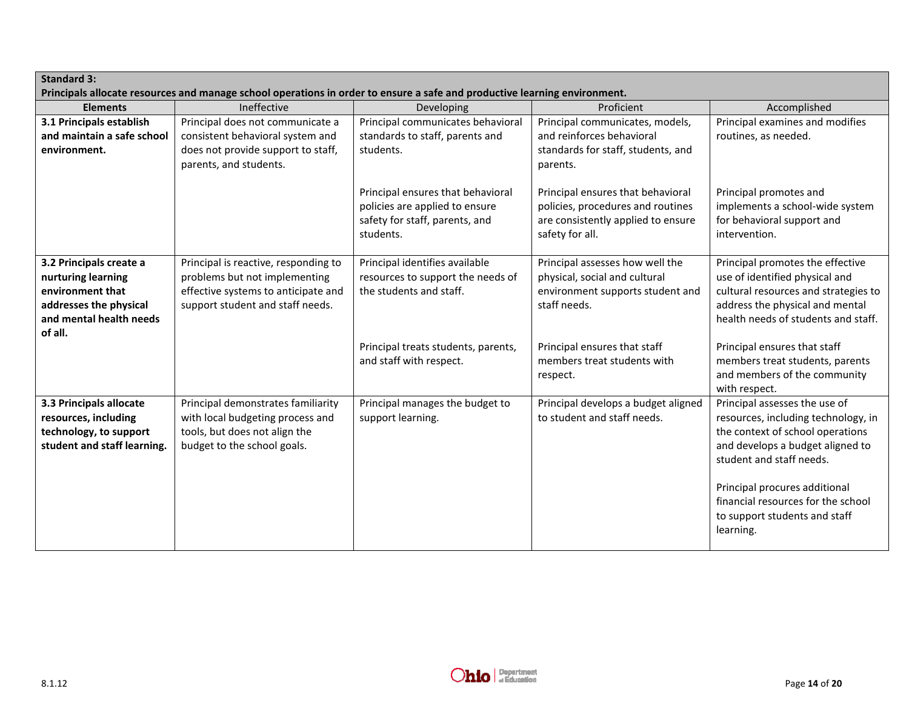| **Standard 3:**<br>**Principals allocate resources and manage school operations in order to ensure a safe and productive learning environment.** | | | | |
|---|---|---|---|---|
| **Elements** | Ineffective | Developing | Proficient | Accomplished |
| **3.1 Principals establish and maintain a safe school environment.** | Principal does not communicate a consistent behavioral system and does not provide support to staff, parents, and students. | Principal communicates behavioral standards to staff, parents and students.<br><br>Principal ensures that behavioral policies are applied to ensure safety for staff, parents, and students. | Principal communicates, models, and reinforces behavioral standards for staff, students, and parents.<br><br>Principal ensures that behavioral policies, procedures and routines are consistently applied to ensure safety for all. | Principal examines and modifies routines, as needed.<br><br>Principal promotes and implements a school-wide system for behavioral support and intervention. |
| **3.2 Principals create a nurturing learning environment that addresses the physical and mental health needs of all.** | Principal is reactive, responding to problems but not implementing effective systems to anticipate and support student and staff needs. | Principal identifies available resources to support the needs of the students and staff.<br><br>Principal treats students, parents, and staff with respect. | Principal assesses how well the physical, social and cultural environment supports student and staff needs.<br><br>Principal ensures that staff members treat students with respect. | Principal promotes the effective use of identified physical and cultural resources and strategies to address the physical and mental health needs of students and staff.<br><br>Principal ensures that staff members treat students, parents and members of the community with respect. |
| **3.3 Principals allocate resources, including technology, to support student and staff learning.** | Principal demonstrates familiarity with local budgeting process and tools, but does not align the budget to the school goals. | Principal manages the budget to support learning. | Principal develops a budget aligned to student and staff needs. | Principal assesses the use of resources, including technology, in the context of school operations and develops a budget aligned to student and staff needs.<br><br>Principal procures additional financial resources for the school to support students and staff learning. |

8.1.12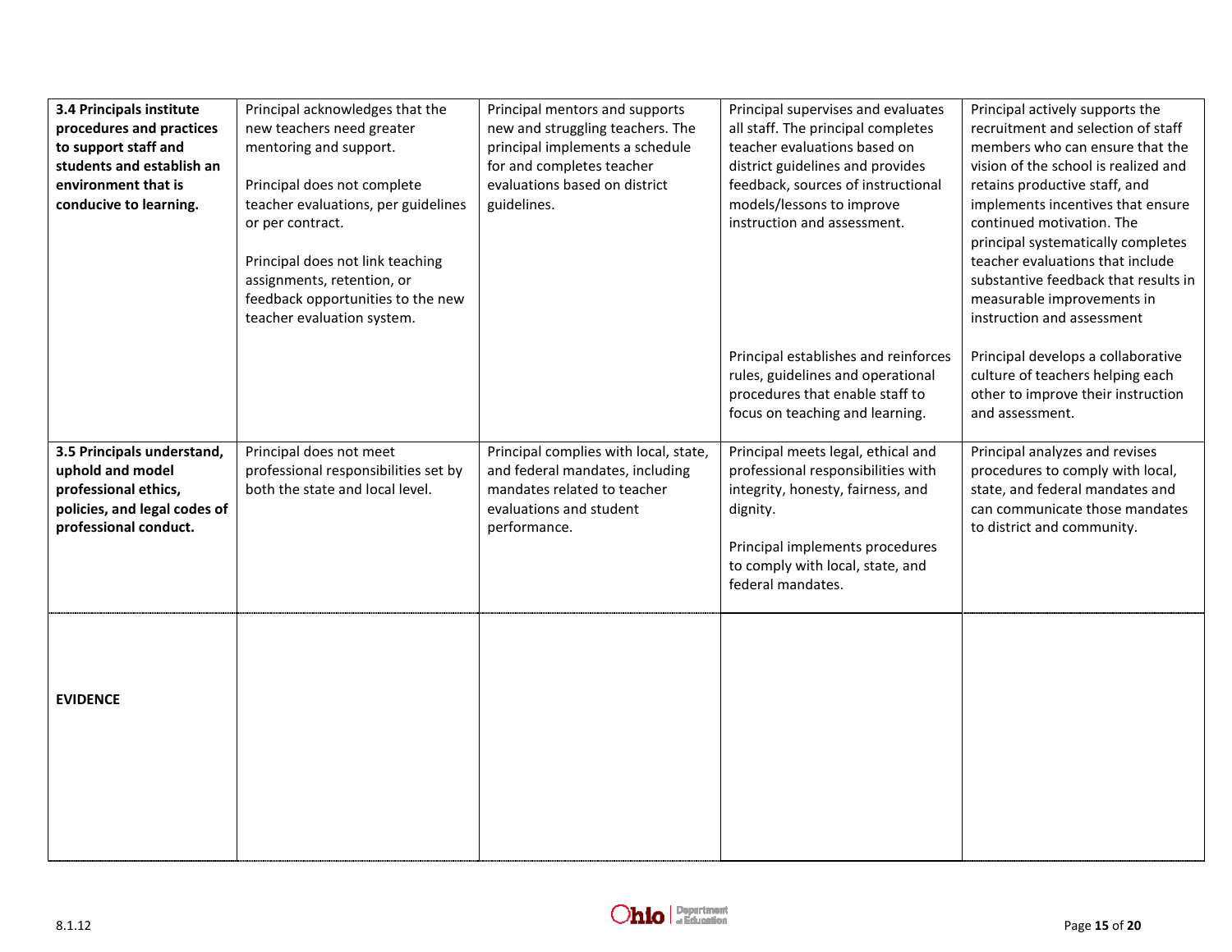| | | | | |
|---|---|---|---|---|
| **3.4 Principals institute procedures and practices to support staff and students and establish an environment that is conducive to learning.** | Principal acknowledges that the new teachers need greater mentoring and support.<br><br>Principal does not complete teacher evaluations, per guidelines or per contract.<br><br>Principal does not link teaching assignments, retention, or feedback opportunities to the new teacher evaluation system. | Principal mentors and supports new and struggling teachers. The principal implements a schedule for and completes teacher evaluations based on district guidelines. | Principal supervises and evaluates all staff. The principal completes teacher evaluations based on district guidelines and provides feedback, sources of instructional models/lessons to improve instruction and assessment. | Principal actively supports the recruitment and selection of staff members who can ensure that the vision of the school is realized and retains productive staff, and implements incentives that ensure continued motivation. The principal systematically completes teacher evaluations that include substantive feedback that results in measurable improvements in instruction and assessment |
| | | | Principal establishes and reinforces rules, guidelines and operational procedures that enable staff to focus on teaching and learning. | Principal develops a collaborative culture of teachers helping each other to improve their instruction and assessment. |
| **3.5 Principals understand, uphold and model professional ethics, policies, and legal codes of professional conduct.** | Principal does not meet professional responsibilities set by both the state and local level. | Principal complies with local, state, and federal mandates, including mandates related to teacher evaluations and student performance. | Principal meets legal, ethical and professional responsibilities with integrity, honesty, fairness, and dignity.<br><br>Principal implements procedures to comply with local, state, and federal mandates. | Principal analyzes and revises procedures to comply with local, state, and federal mandates and can communicate those mandates to district and community. |
| **EVIDENCE** | | | | |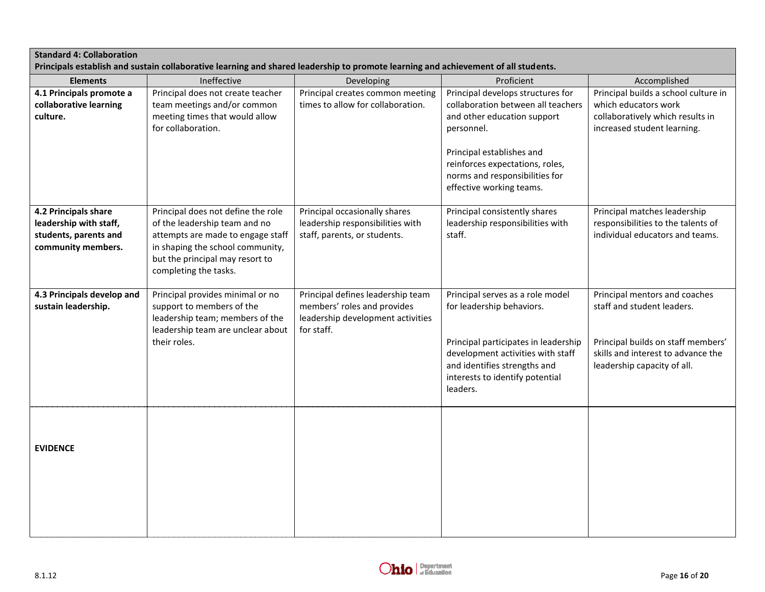| **Standard 4: Collaboration**<br>**Principals establish and sustain collaborative learning and shared leadership to promote learning and achievement of all students.** | | | | |
|---|---|---|---|---|
| **Elements** | Ineffective | Developing | Proficient | Accomplished |
| **4.1 Principals promote a collaborative learning culture.** | Principal does not create teacher team meetings and/or common meeting times that would allow for collaboration. | Principal creates common meeting times to allow for collaboration. | Principal develops structures for collaboration between all teachers and other education support personnel.<br><br>Principal establishes and reinforces expectations, roles, norms and responsibilities for effective working teams. | Principal builds a school culture in which educators work collaboratively which results in increased student learning. |
| **4.2 Principals share leadership with staff, students, parents and community members.** | Principal does not define the role of the leadership team and no attempts are made to engage staff in shaping the school community, but the principal may resort to completing the tasks. | Principal occasionally shares leadership responsibilities with staff, parents, or students. | Principal consistently shares leadership responsibilities with staff. | Principal matches leadership responsibilities to the talents of individual educators and teams. |
| **4.3 Principals develop and sustain leadership.** | Principal provides minimal or no support to members of the leadership team; members of the leadership team are unclear about their roles. | Principal defines leadership team members' roles and provides leadership development activities for staff. | Principal serves as a role model for leadership behaviors.<br><br>Principal participates in leadership development activities with staff and identifies strengths and interests to identify potential leaders. | Principal mentors and coaches staff and student leaders.<br><br>Principal builds on staff members' skills and interest to advance the leadership capacity of all. |
| **EVIDENCE** | | | | |

8.1.12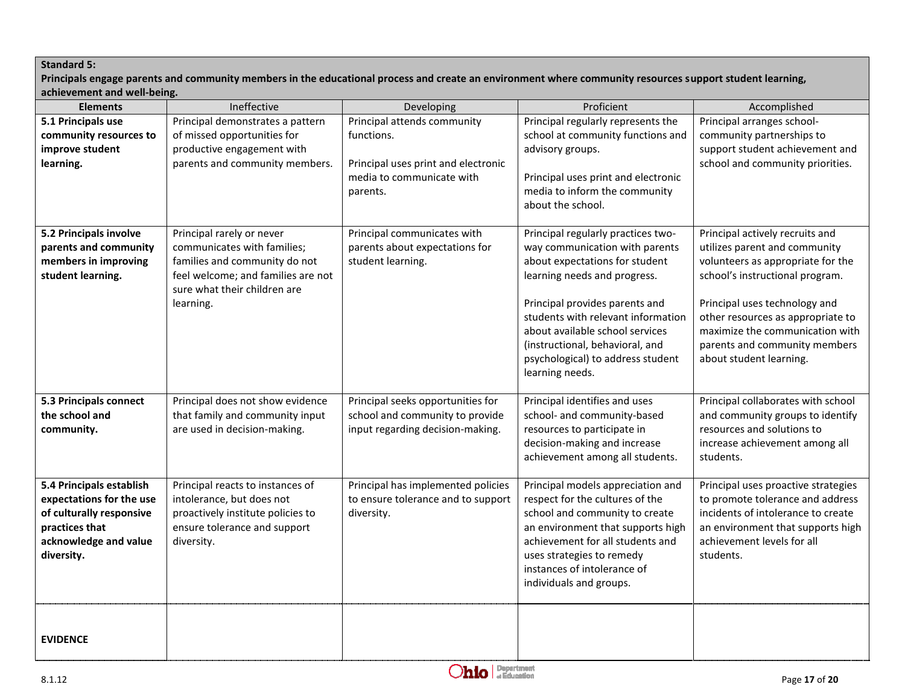**Standard 5:**
**Principals engage parents and community members in the educational process and create an environment where community resources support student learning, achievement and well-being.**

| Elements | Ineffective | Developing | Proficient | Accomplished |
|---|---|---|---|---|
| **5.1 Principals use community resources to improve student learning.** | Principal demonstrates a pattern of missed opportunities for productive engagement with parents and community members. | Principal attends community functions.<br><br>Principal uses print and electronic media to communicate with parents. | Principal regularly represents the school at community functions and advisory groups.<br><br>Principal uses print and electronic media to inform the community about the school. | Principal arranges school-community partnerships to support student achievement and school and community priorities. |
| **5.2 Principals involve parents and community members in improving student learning.** | Principal rarely or never communicates with families; families and community do not feel welcome; and families are not sure what their children are learning. | Principal communicates with parents about expectations for student learning. | Principal regularly practices two-way communication with parents about expectations for student learning needs and progress.<br><br>Principal provides parents and students with relevant information about available school services (instructional, behavioral, and psychological) to address student learning needs. | Principal actively recruits and utilizes parent and community volunteers as appropriate for the school's instructional program.<br><br>Principal uses technology and other resources as appropriate to maximize the communication with parents and community members about student learning. |
| **5.3 Principals connect the school and community.** | Principal does not show evidence that family and community input are used in decision-making. | Principal seeks opportunities for school and community to provide input regarding decision-making. | Principal identifies and uses school- and community-based resources to participate in decision-making and increase achievement among all students. | Principal collaborates with school and community groups to identify resources and solutions to increase achievement among all students. |
| **5.4 Principals establish expectations for the use of culturally responsive practices that acknowledge and value diversity.** | Principal reacts to instances of intolerance, but does not proactively institute policies to ensure tolerance and support diversity. | Principal has implemented policies to ensure tolerance and to support diversity. | Principal models appreciation and respect for the cultures of the school and community to create an environment that supports high achievement for all students and uses strategies to remedy instances of intolerance of individuals and groups. | Principal uses proactive strategies to promote tolerance and address incidents of intolerance to create an environment that supports high achievement levels for all students. |
| **EVIDENCE** | | | | |

8.1.12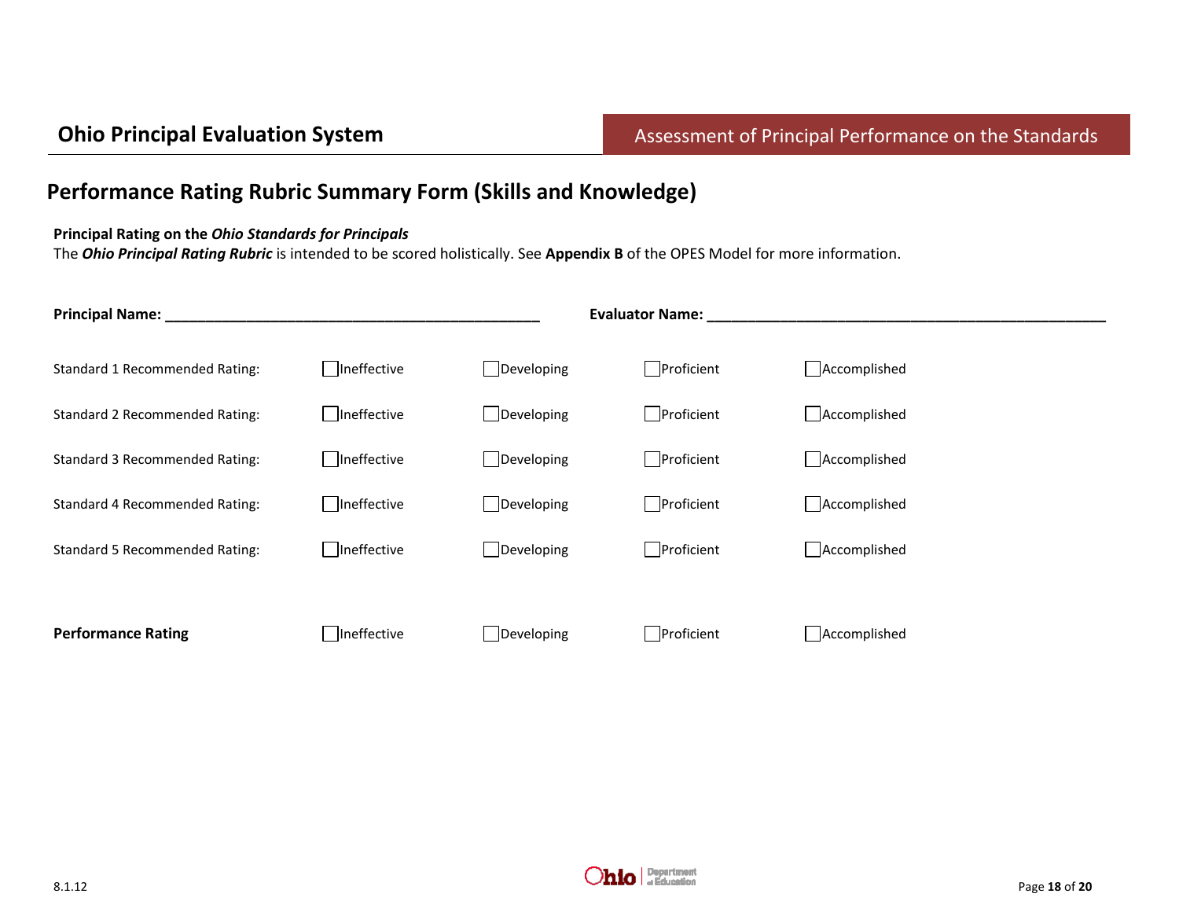Ohio Principal Evaluation System

Assessment of Principal Performance on the Standards

## Performance Rating Rubric Summary Form (Skills and Knowledge)

**Principal Rating on the *Ohio Standards for Principals***

The ***Ohio Principal Rating Rubric*** is intended to be scored holistically. See **Appendix B** of the OPES Model for more information.

**Principal Name:** ______________________________________________ **Evaluator Name:** ________________________________________________

| | | | | |
|---|---|---|---|---|
| Standard 1 Recommended Rating: | ☐ Ineffective | ☐ Developing | ☐ Proficient | ☐ Accomplished |
| Standard 2 Recommended Rating: | ☐ Ineffective | ☐ Developing | ☐ Proficient | ☐ Accomplished |
| Standard 3 Recommended Rating: | ☐ Ineffective | ☐ Developing | ☐ Proficient | ☐ Accomplished |
| Standard 4 Recommended Rating: | ☐ Ineffective | ☐ Developing | ☐ Proficient | ☐ Accomplished |
| Standard 5 Recommended Rating: | ☐ Ineffective | ☐ Developing | ☐ Proficient | ☐ Accomplished |
| **Performance Rating** | ☐ Ineffective | ☐ Developing | ☐ Proficient | ☐ Accomplished |

8.1.12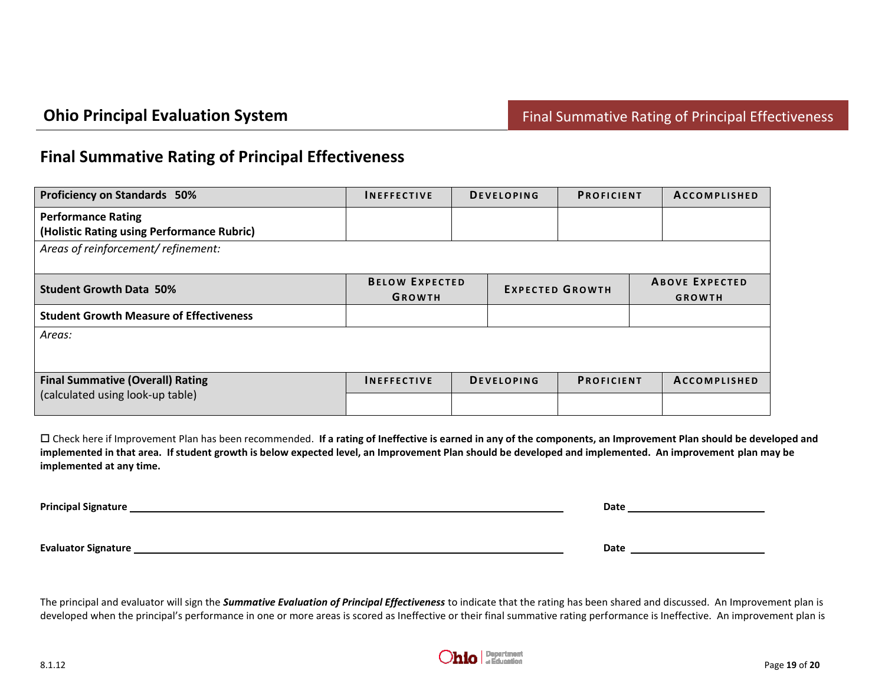## Final Summative Rating of Principal Effectiveness

| Proficiency on Standards 50% | INEFFECTIVE | DEVELOPING | PROFICIENT | ACCOMPLISHED |
|---|---|---|---|---|
| **Performance Rating (Holistic Rating using Performance Rubric)** | | | | |
| *Areas of reinforcement/ refinement:* | | | | |

| Student Growth Data 50% | BELOW EXPECTED GROWTH | EXPECTED GROWTH | ABOVE EXPECTED GROWTH |
|---|---|---|---|
| **Student Growth Measure of Effectiveness** | | | |
| *Areas:* | | | |

| Final Summative (Overall) Rating (calculated using look-up table) | INEFFECTIVE | DEVELOPING | PROFICIENT | ACCOMPLISHED |
|---|---|---|---|---|
| | | | | |

☐ Check here if Improvement Plan has been recommended. **If a rating of Ineffective is earned in any of the components, an Improvement Plan should be developed and implemented in that area. If student growth is below expected level, an Improvement Plan should be developed and implemented. An improvement plan may be implemented at any time.**

**Principal Signature** ______________________________ **Date** ______________

**Evaluator Signature** ______________________________ **Date** ______________

The principal and evaluator will sign the ***Summative Evaluation of Principal Effectiveness*** to indicate that the rating has been shared and discussed. An Improvement plan is developed when the principal's performance in one or more areas is scored as Ineffective or their final summative rating performance is Ineffective. An improvement plan is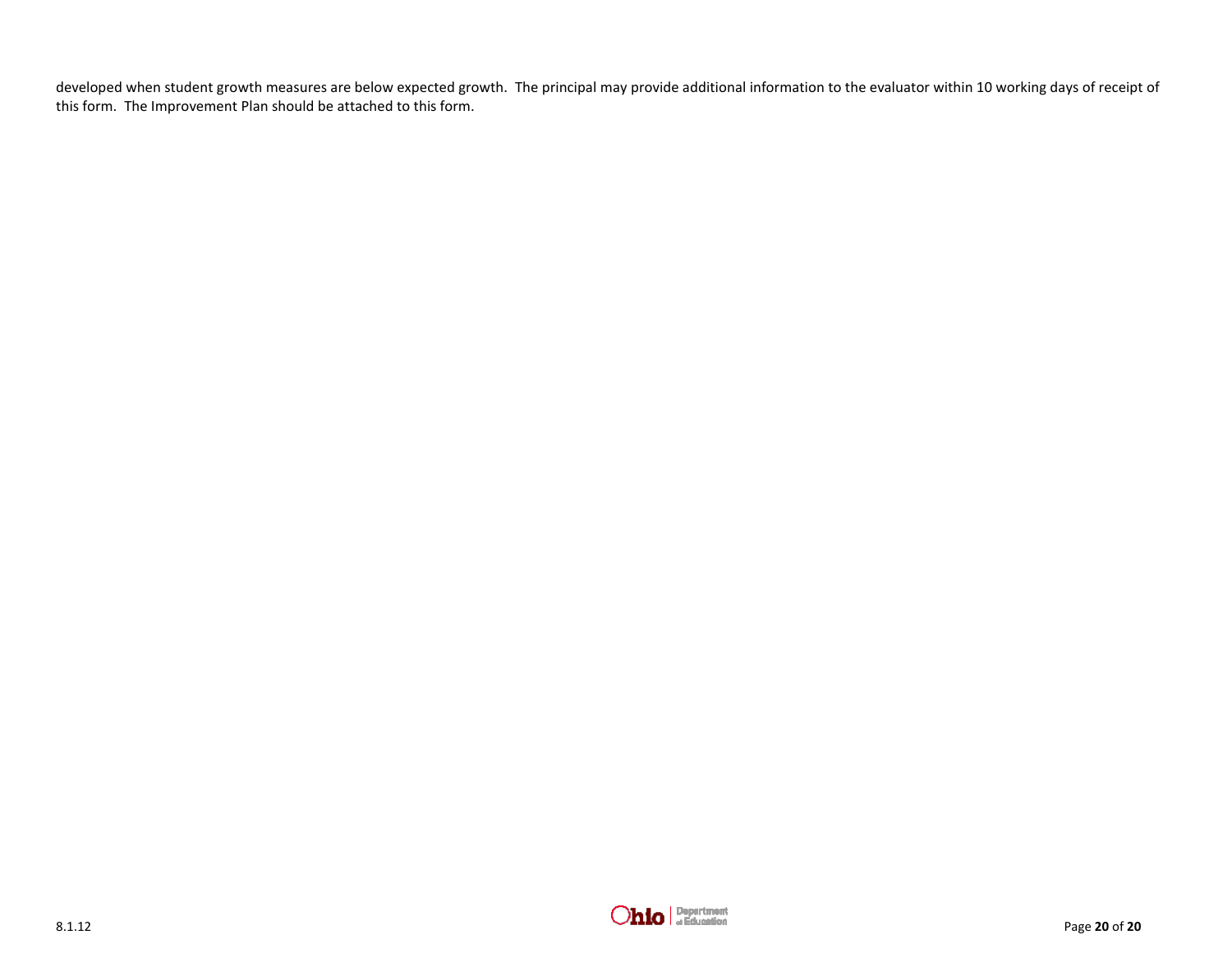developed when student growth measures are below expected growth. The principal may provide additional information to the evaluator within 10 working days of receipt of this form. The Improvement Plan should be attached to this form.